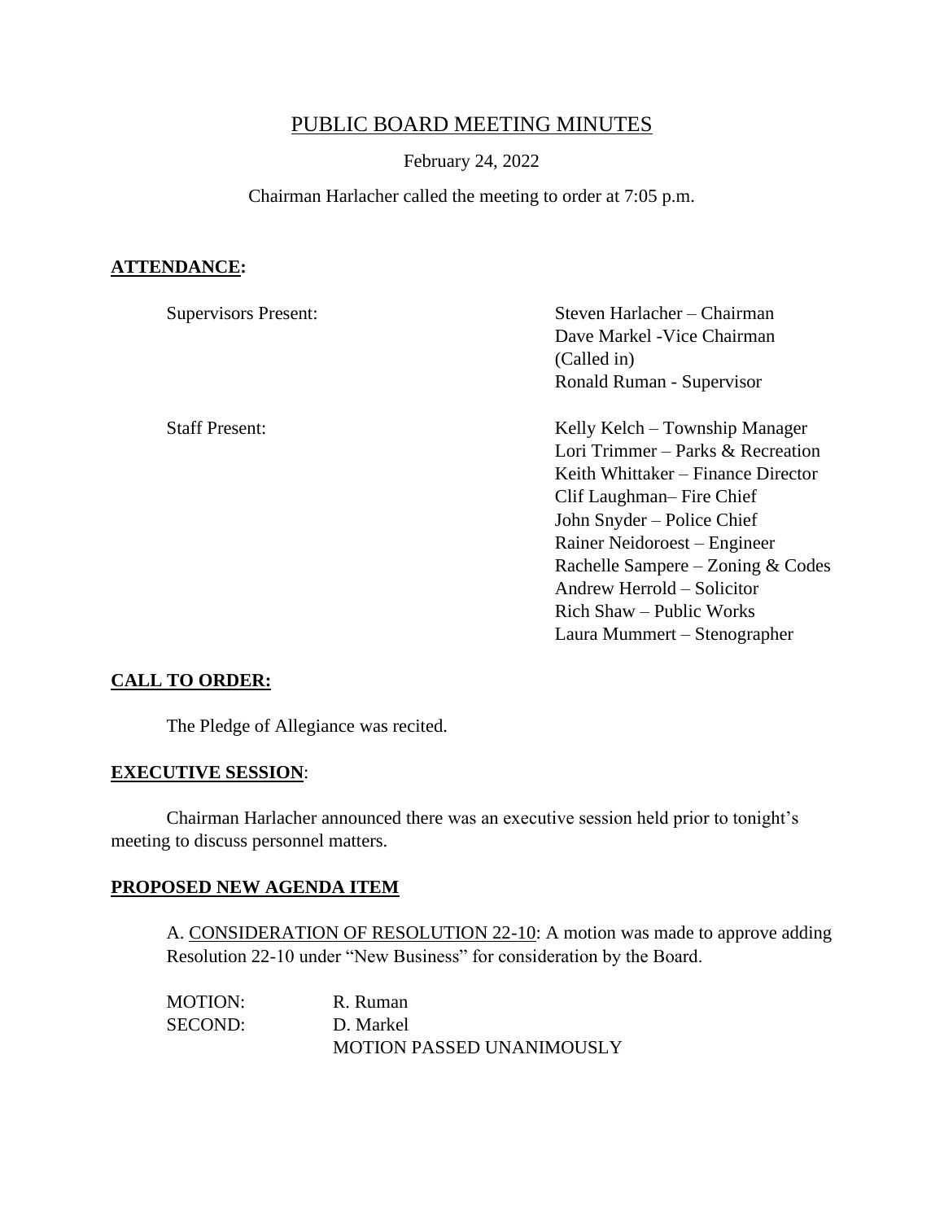# PUBLIC BOARD MEETING MINUTES

February 24, 2022

Chairman Harlacher called the meeting to order at 7:05 p.m.

**ATTENDANCE:**

| | |
|---|---|
| Supervisors Present: | Steven Harlacher – Chairman<br>Dave Markel -Vice Chairman (Called in)<br>Ronald Ruman - Supervisor |
| Staff Present: | Kelly Kelch – Township Manager<br>Lori Trimmer – Parks & Recreation<br>Keith Whittaker – Finance Director<br>Clif Laughman– Fire Chief<br>John Snyder – Police Chief<br>Rainer Neidoroest – Engineer<br>Rachelle Sampere – Zoning & Codes<br>Andrew Herrold – Solicitor<br>Rich Shaw – Public Works<br>Laura Mummert – Stenographer |

**CALL TO ORDER:**

The Pledge of Allegiance was recited.

**EXECUTIVE SESSION:**

Chairman Harlacher announced there was an executive session held prior to tonight's meeting to discuss personnel matters.

**PROPOSED NEW AGENDA ITEM**

A. CONSIDERATION OF RESOLUTION 22-10: A motion was made to approve adding Resolution 22-10 under "New Business" for consideration by the Board.

MOTION: R. Ruman
SECOND: D. Markel
MOTION PASSED UNANIMOUSLY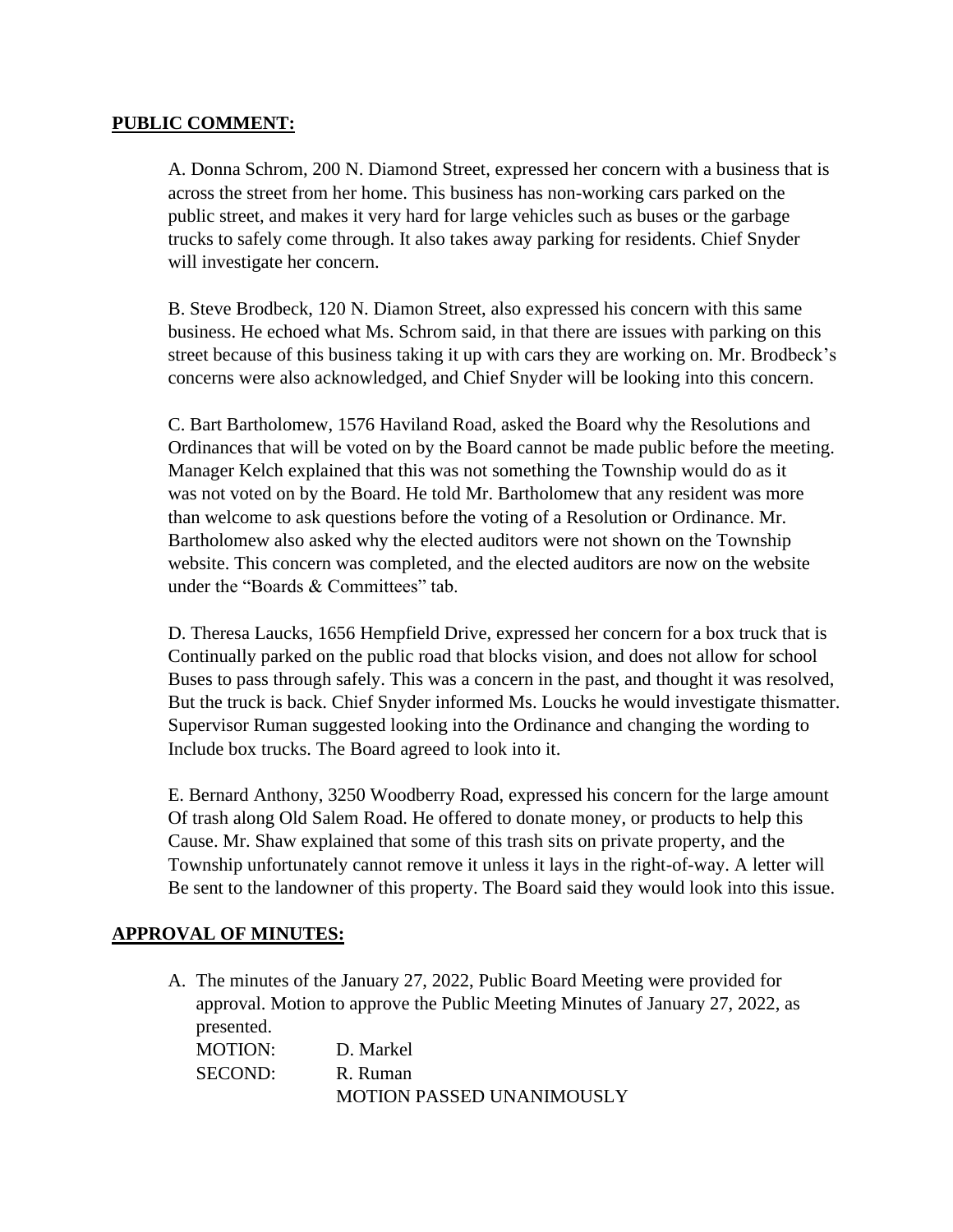## **PUBLIC COMMENT:**

A. Donna Schrom, 200 N. Diamond Street, expressed her concern with a business that is across the street from her home. This business has non-working cars parked on the public street, and makes it very hard for large vehicles such as buses or the garbage trucks to safely come through. It also takes away parking for residents. Chief Snyder will investigate her concern.

B. Steve Brodbeck, 120 N. Diamon Street, also expressed his concern with this same business. He echoed what Ms. Schrom said, in that there are issues with parking on this street because of this business taking it up with cars they are working on. Mr. Brodbeck's concerns were also acknowledged, and Chief Snyder will be looking into this concern.

C. Bart Bartholomew, 1576 Haviland Road, asked the Board why the Resolutions and Ordinances that will be voted on by the Board cannot be made public before the meeting. Manager Kelch explained that this was not something the Township would do as it was not voted on by the Board. He told Mr. Bartholomew that any resident was more than welcome to ask questions before the voting of a Resolution or Ordinance. Mr. Bartholomew also asked why the elected auditors were not shown on the Township website. This concern was completed, and the elected auditors are now on the website under the "Boards & Committees" tab.

D. Theresa Laucks, 1656 Hempfield Drive, expressed her concern for a box truck that is Continually parked on the public road that blocks vision, and does not allow for school Buses to pass through safely. This was a concern in the past, and thought it was resolved, But the truck is back. Chief Snyder informed Ms. Loucks he would investigate thismatter. Supervisor Ruman suggested looking into the Ordinance and changing the wording to Include box trucks. The Board agreed to look into it.

E. Bernard Anthony, 3250 Woodberry Road, expressed his concern for the large amount Of trash along Old Salem Road. He offered to donate money, or products to help this Cause. Mr. Shaw explained that some of this trash sits on private property, and the Township unfortunately cannot remove it unless it lays in the right-of-way. A letter will Be sent to the landowner of this property. The Board said they would look into this issue.

## **APPROVAL OF MINUTES:**

A. The minutes of the January 27, 2022, Public Board Meeting were provided for approval. Motion to approve the Public Meeting Minutes of January 27, 2022, as presented.

MOTION: D. Markel
SECOND: R. Ruman
MOTION PASSED UNANIMOUSLY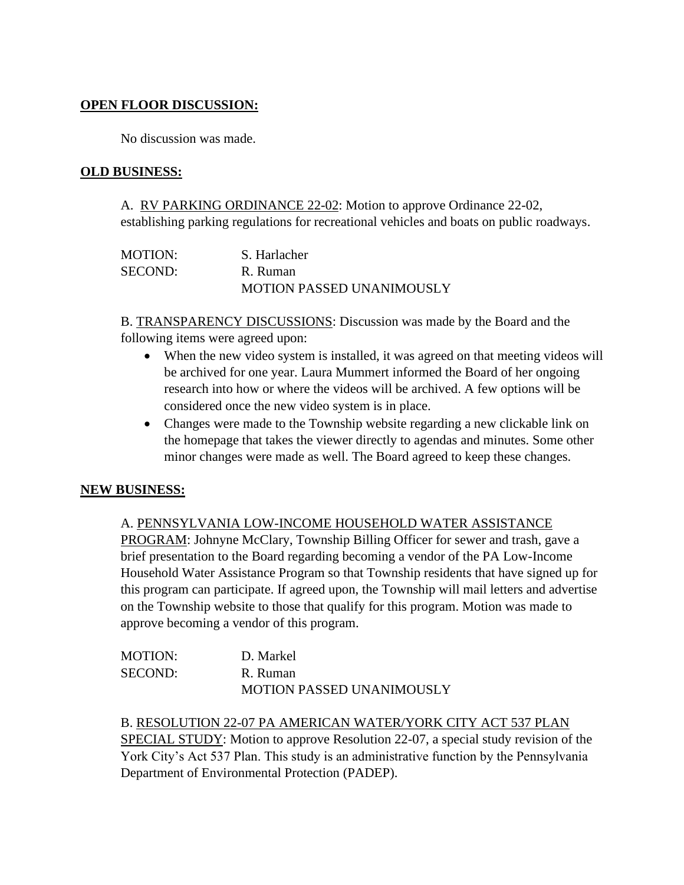**OPEN FLOOR DISCUSSION:**

No discussion was made.

**OLD BUSINESS:**

A. RV PARKING ORDINANCE 22-02: Motion to approve Ordinance 22-02, establishing parking regulations for recreational vehicles and boats on public roadways.

MOTION: S. Harlacher
SECOND: R. Ruman
MOTION PASSED UNANIMOUSLY

B. TRANSPARENCY DISCUSSIONS: Discussion was made by the Board and the following items were agreed upon:

- When the new video system is installed, it was agreed on that meeting videos will be archived for one year. Laura Mummert informed the Board of her ongoing research into how or where the videos will be archived. A few options will be considered once the new video system is in place.
- Changes were made to the Township website regarding a new clickable link on the homepage that takes the viewer directly to agendas and minutes. Some other minor changes were made as well. The Board agreed to keep these changes.

**NEW BUSINESS:**

A. PENNSYLVANIA LOW-INCOME HOUSEHOLD WATER ASSISTANCE PROGRAM: Johnyne McClary, Township Billing Officer for sewer and trash, gave a brief presentation to the Board regarding becoming a vendor of the PA Low-Income Household Water Assistance Program so that Township residents that have signed up for this program can participate. If agreed upon, the Township will mail letters and advertise on the Township website to those that qualify for this program. Motion was made to approve becoming a vendor of this program.

MOTION: D. Markel
SECOND: R. Ruman
MOTION PASSED UNANIMOUSLY

B. RESOLUTION 22-07 PA AMERICAN WATER/YORK CITY ACT 537 PLAN SPECIAL STUDY: Motion to approve Resolution 22-07, a special study revision of the York City's Act 537 Plan. This study is an administrative function by the Pennsylvania Department of Environmental Protection (PADEP).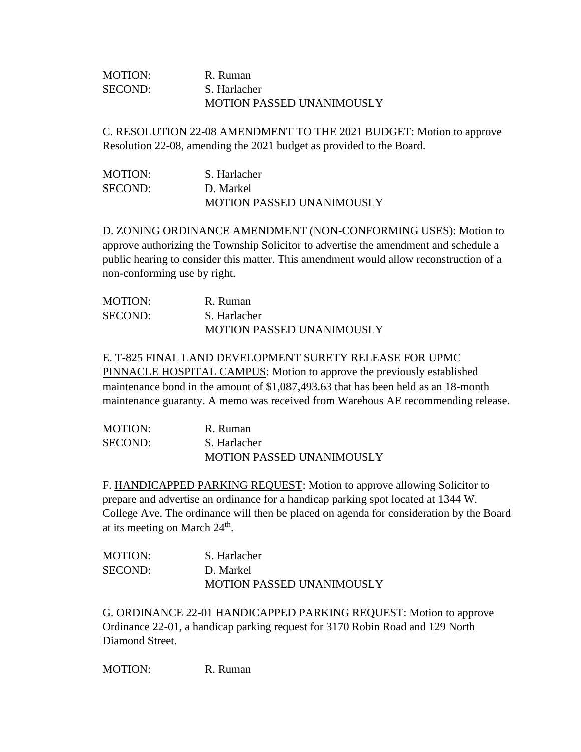MOTION: R. Ruman
SECOND: S. Harlacher
MOTION PASSED UNANIMOUSLY

C. <u>RESOLUTION 22-08 AMENDMENT TO THE 2021 BUDGET</u>: Motion to approve Resolution 22-08, amending the 2021 budget as provided to the Board.

MOTION: S. Harlacher
SECOND: D. Markel
MOTION PASSED UNANIMOUSLY

D. <u>ZONING ORDINANCE AMENDMENT (NON-CONFORMING USES)</u>: Motion to approve authorizing the Township Solicitor to advertise the amendment and schedule a public hearing to consider this matter. This amendment would allow reconstruction of a non-conforming use by right.

MOTION: R. Ruman
SECOND: S. Harlacher
MOTION PASSED UNANIMOUSLY

E. <u>T-825 FINAL LAND DEVELOPMENT SURETY RELEASE FOR UPMC PINNACLE HOSPITAL CAMPUS</u>: Motion to approve the previously established maintenance bond in the amount of $1,087,493.63 that has been held as an 18-month maintenance guaranty. A memo was received from Warehous AE recommending release.

MOTION: R. Ruman
SECOND: S. Harlacher
MOTION PASSED UNANIMOUSLY

F. <u>HANDICAPPED PARKING REQUEST</u>: Motion to approve allowing Solicitor to prepare and advertise an ordinance for a handicap parking spot located at 1344 W. College Ave. The ordinance will then be placed on agenda for consideration by the Board at its meeting on March 24th.

MOTION: S. Harlacher
SECOND: D. Markel
MOTION PASSED UNANIMOUSLY

G. <u>ORDINANCE 22-01 HANDICAPPED PARKING REQUEST</u>: Motion to approve Ordinance 22-01, a handicap parking request for 3170 Robin Road and 129 North Diamond Street.

MOTION: R. Ruman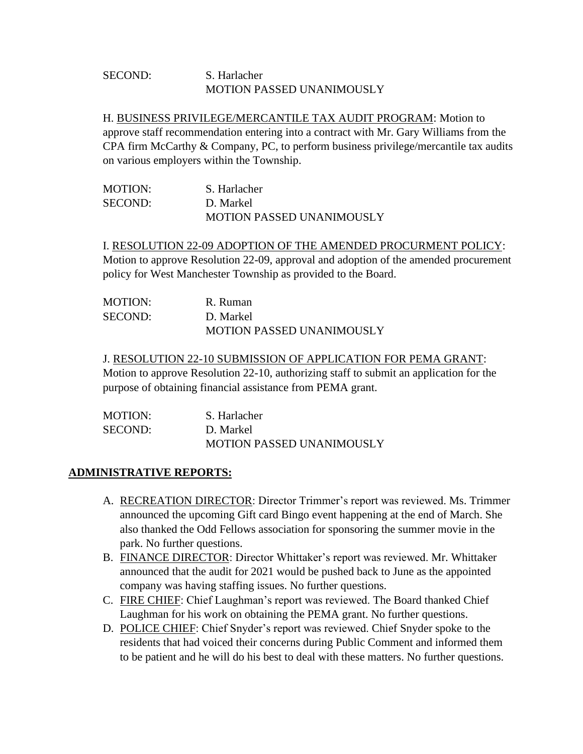SECOND: S. Harlacher
MOTION PASSED UNANIMOUSLY

H. BUSINESS PRIVILEGE/MERCANTILE TAX AUDIT PROGRAM: Motion to approve staff recommendation entering into a contract with Mr. Gary Williams from the CPA firm McCarthy & Company, PC, to perform business privilege/mercantile tax audits on various employers within the Township.

MOTION: S. Harlacher
SECOND: D. Markel
MOTION PASSED UNANIMOUSLY

I. RESOLUTION 22-09 ADOPTION OF THE AMENDED PROCURMENT POLICY: Motion to approve Resolution 22-09, approval and adoption of the amended procurement policy for West Manchester Township as provided to the Board.

MOTION: R. Ruman
SECOND: D. Markel
MOTION PASSED UNANIMOUSLY

J. RESOLUTION 22-10 SUBMISSION OF APPLICATION FOR PEMA GRANT: Motion to approve Resolution 22-10, authorizing staff to submit an application for the purpose of obtaining financial assistance from PEMA grant.

MOTION: S. Harlacher
SECOND: D. Markel
MOTION PASSED UNANIMOUSLY

**ADMINISTRATIVE REPORTS:**

A. RECREATION DIRECTOR: Director Trimmer's report was reviewed. Ms. Trimmer announced the upcoming Gift card Bingo event happening at the end of March. She also thanked the Odd Fellows association for sponsoring the summer movie in the park. No further questions.
B. FINANCE DIRECTOR: Director Whittaker's report was reviewed. Mr. Whittaker announced that the audit for 2021 would be pushed back to June as the appointed company was having staffing issues. No further questions.
C. FIRE CHIEF: Chief Laughman's report was reviewed. The Board thanked Chief Laughman for his work on obtaining the PEMA grant. No further questions.
D. POLICE CHIEF: Chief Snyder's report was reviewed. Chief Snyder spoke to the residents that had voiced their concerns during Public Comment and informed them to be patient and he will do his best to deal with these matters. No further questions.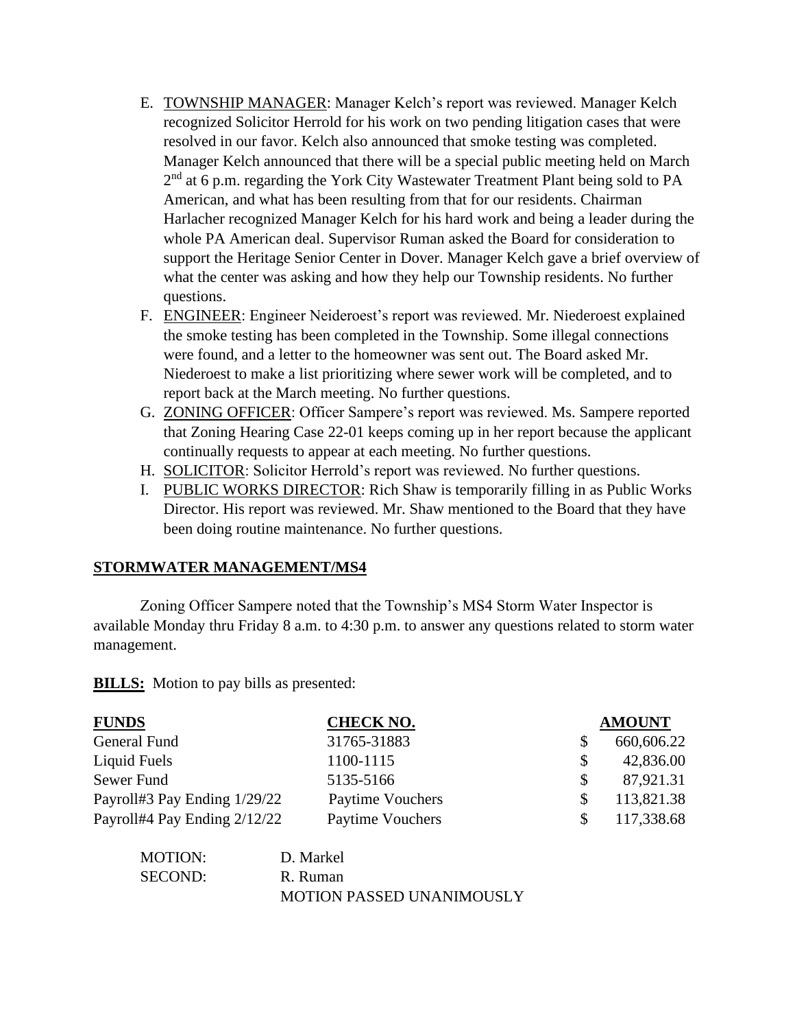E. <u>TOWNSHIP MANAGER</u>: Manager Kelch's report was reviewed. Manager Kelch recognized Solicitor Herrold for his work on two pending litigation cases that were resolved in our favor. Kelch also announced that smoke testing was completed. Manager Kelch announced that there will be a special public meeting held on March 2nd at 6 p.m. regarding the York City Wastewater Treatment Plant being sold to PA American, and what has been resulting from that for our residents. Chairman Harlacher recognized Manager Kelch for his hard work and being a leader during the whole PA American deal. Supervisor Ruman asked the Board for consideration to support the Heritage Senior Center in Dover. Manager Kelch gave a brief overview of what the center was asking and how they help our Township residents. No further questions.

F. <u>ENGINEER</u>: Engineer Neideroest's report was reviewed. Mr. Niederoest explained the smoke testing has been completed in the Township. Some illegal connections were found, and a letter to the homeowner was sent out. The Board asked Mr. Niederoest to make a list prioritizing where sewer work will be completed, and to report back at the March meeting. No further questions.

G. <u>ZONING OFFICER</u>: Officer Sampere's report was reviewed. Ms. Sampere reported that Zoning Hearing Case 22-01 keeps coming up in her report because the applicant continually requests to appear at each meeting. No further questions.

H. <u>SOLICITOR</u>: Solicitor Herrold's report was reviewed. No further questions.

I. <u>PUBLIC WORKS DIRECTOR</u>: Rich Shaw is temporarily filling in as Public Works Director. His report was reviewed. Mr. Shaw mentioned to the Board that they have been doing routine maintenance. No further questions.

## STORMWATER MANAGEMENT/MS4

Zoning Officer Sampere noted that the Township's MS4 Storm Water Inspector is available Monday thru Friday 8 a.m. to 4:30 p.m. to answer any questions related to storm water management.

**BILLS:** Motion to pay bills as presented:

| FUNDS | CHECK NO. | AMOUNT |
|---|---|---|
| General Fund | 31765-31883 | $ 660,606.22 |
| Liquid Fuels | 1100-1115 | $ 42,836.00 |
| Sewer Fund | 5135-5166 | $ 87,921.31 |
| Payroll#3 Pay Ending 1/29/22 | Paytime Vouchers | $ 113,821.38 |
| Payroll#4 Pay Ending 2/12/22 | Paytime Vouchers | $ 117,338.68 |

MOTION: D. Markel
SECOND: R. Ruman
MOTION PASSED UNANIMOUSLY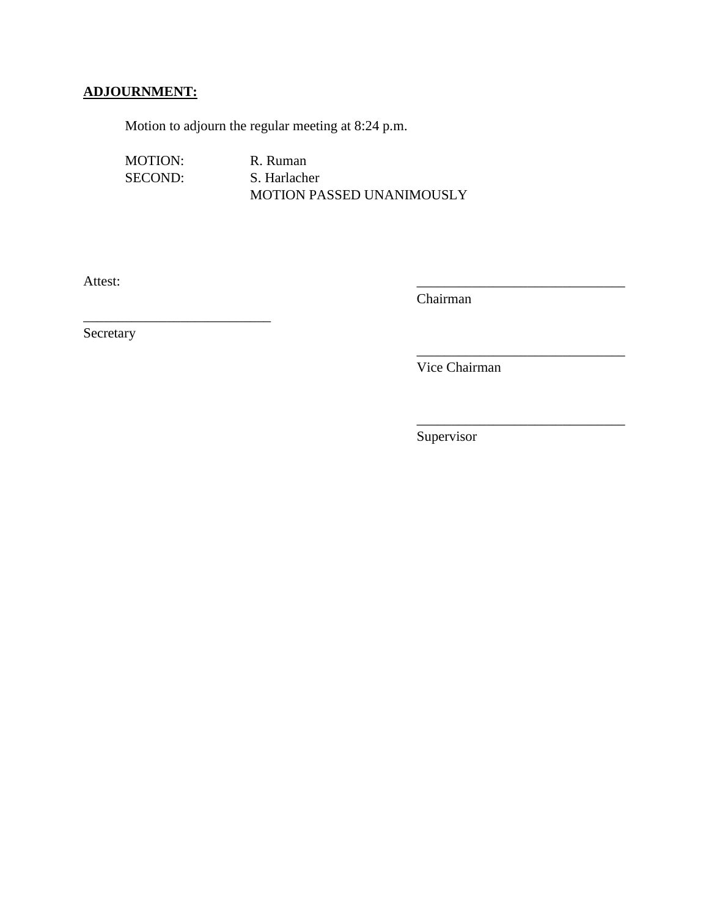**ADJOURNMENT:**

Motion to adjourn the regular meeting at 8:24 p.m.

MOTION: R. Ruman
SECOND: S. Harlacher
MOTION PASSED UNANIMOUSLY

Attest:

___________________________
Secretary

______________________________
Chairman

______________________________
Vice Chairman

______________________________
Supervisor